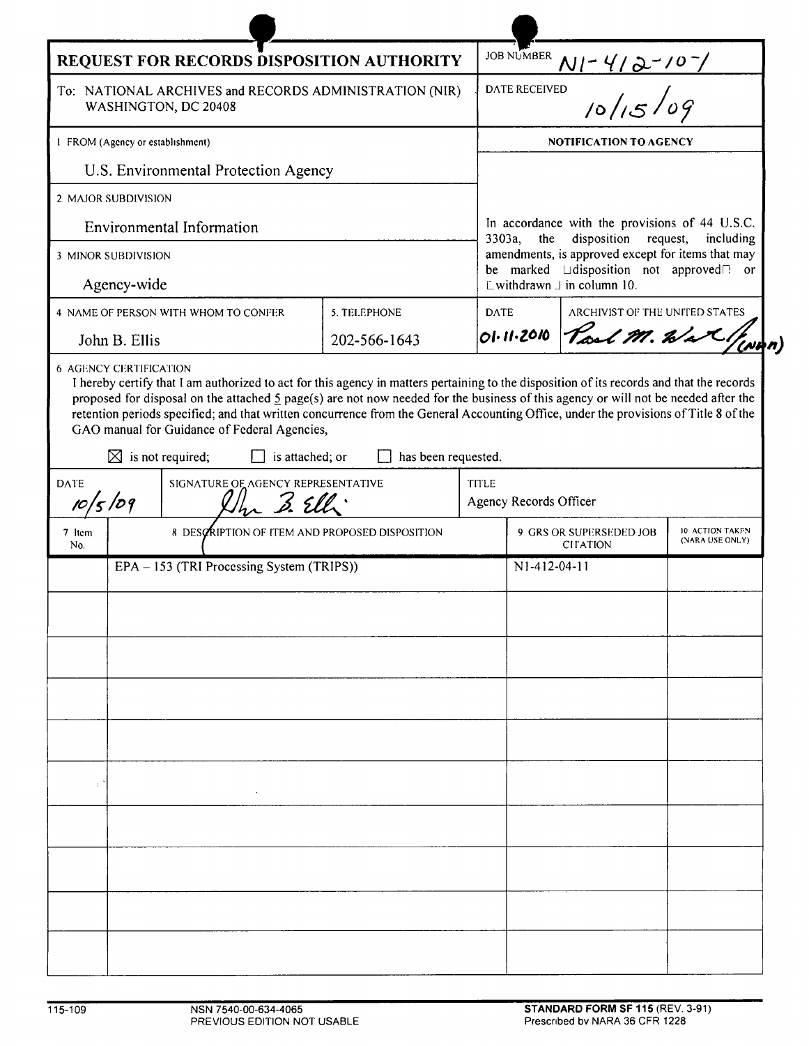# REQUEST FOR RECORDS DISPOSITION AUTHORITY

**JOB NUMBER** N1-412-10-1

To: NATIONAL ARCHIVES and RECORDS ADMINISTRATION (NIR) WASHINGTON, DC 20408

**DATE RECEIVED** 10/15/09

1 FROM (Agency or establishment)

U.S. Environmental Protection Agency

2 MAJOR SUBDIVISION

Environmental Information

3 MINOR SUBDIVISION

Agency-wide

**NOTIFICATION TO AGENCY**

In accordance with the provisions of 44 U.S.C. 3303a, the disposition request, including amendments, is approved except for items that may be marked "disposition not approved" or "withdrawn" in column 10.

4 NAME OF PERSON WITH WHOM TO CONFER: John B. Ellis

5 TELEPHONE: 202-566-1643

DATE: 01.11.2010

ARCHIVIST OF THE UNITED STATES: Paul M. Wester (NWR)

6 AGENCY CERTIFICATION

I hereby certify that I am authorized to act for this agency in matters pertaining to the disposition of its records and that the records proposed for disposal on the attached 5 page(s) are not now needed for the business of this agency or will not be needed after the retention periods specified; and that written concurrence from the General Accounting Office, under the provisions of Title 8 of the GAO manual for Guidance of Federal Agencies,

☒ is not required; ☐ is attached; or ☐ has been requested.

DATE: 10/5/09

SIGNATURE OF AGENCY REPRESENTATIVE: John B. Ellis

TITLE: Agency Records Officer

| 7 Item No. | 8 DESCRIPTION OF ITEM AND PROPOSED DISPOSITION | 9 GRS OR SUPERSEDED JOB CITATION | 10 ACTION TAKEN (NARA USE ONLY) |
|---|---|---|---|
| | EPA – 153 (TRI Processing System (TRIPS)) | N1-412-04-11 | |

115-109 NSN 7540-00-634-4065 PREVIOUS EDITION NOT USABLE

**STANDARD FORM SF 115** (REV. 3-91) Prescribed by NARA 36 CFR 1228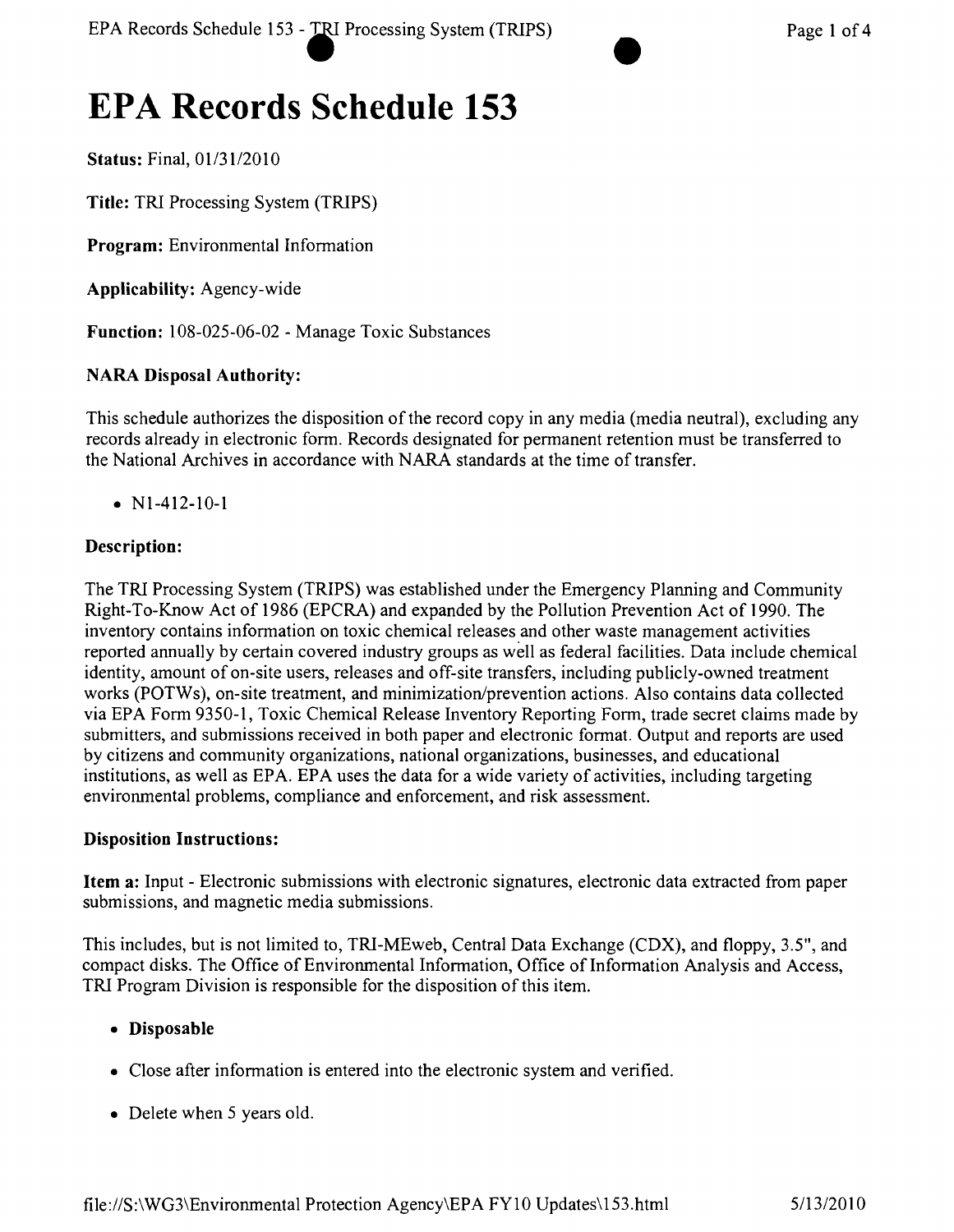# EPA Records Schedule 153

**Status:** Final, 01/31/2010

**Title:** TRI Processing System (TRIPS)

**Program:** Environmental Information

**Applicability:** Agency-wide

**Function:** 108-025-06-02 - Manage Toxic Substances

### NARA Disposal Authority:

This schedule authorizes the disposition of the record copy in any media (media neutral), excluding any records already in electronic form. Records designated for permanent retention must be transferred to the National Archives in accordance with NARA standards at the time of transfer.

- N1-412-10-1

### Description:

The TRI Processing System (TRIPS) was established under the Emergency Planning and Community Right-To-Know Act of 1986 (EPCRA) and expanded by the Pollution Prevention Act of 1990. The inventory contains information on toxic chemical releases and other waste management activities reported annually by certain covered industry groups as well as federal facilities. Data include chemical identity, amount of on-site users, releases and off-site transfers, including publicly-owned treatment works (POTWs), on-site treatment, and minimization/prevention actions. Also contains data collected via EPA Form 9350-1, Toxic Chemical Release Inventory Reporting Form, trade secret claims made by submitters, and submissions received in both paper and electronic format. Output and reports are used by citizens and community organizations, national organizations, businesses, and educational institutions, as well as EPA. EPA uses the data for a wide variety of activities, including targeting environmental problems, compliance and enforcement, and risk assessment.

### Disposition Instructions:

**Item a:** Input - Electronic submissions with electronic signatures, electronic data extracted from paper submissions, and magnetic media submissions.

This includes, but is not limited to, TRI-MEweb, Central Data Exchange (CDX), and floppy, 3.5", and compact disks. The Office of Environmental Information, Office of Information Analysis and Access, TRI Program Division is responsible for the disposition of this item.

- **Disposable**
- Close after information is entered into the electronic system and verified.
- Delete when 5 years old.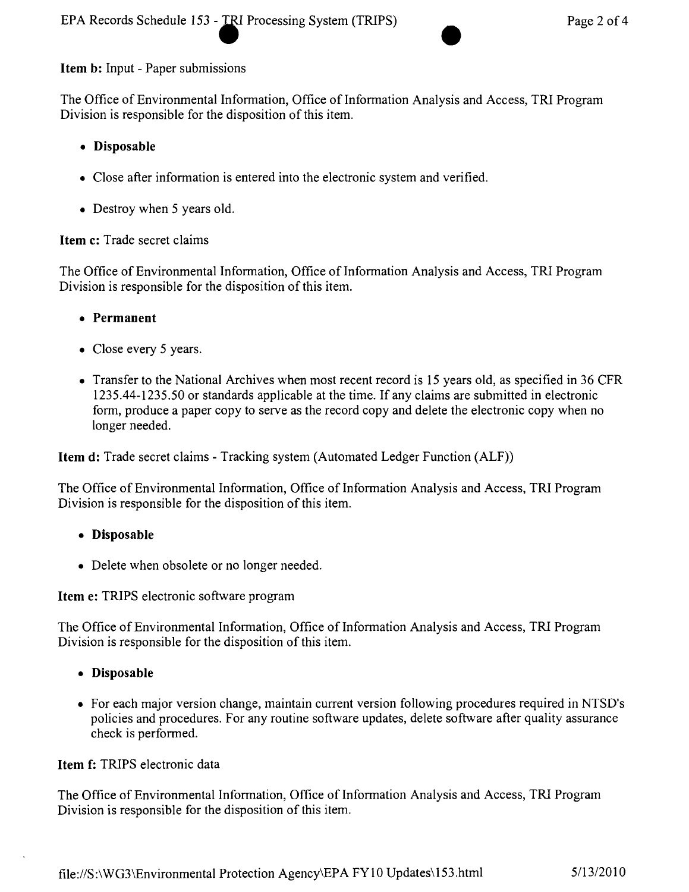**Item b:** Input - Paper submissions

The Office of Environmental Information, Office of Information Analysis and Access, TRI Program Division is responsible for the disposition of this item.

- **Disposable**
- Close after information is entered into the electronic system and verified.
- Destroy when 5 years old.

**Item c:** Trade secret claims

The Office of Environmental Information, Office of Information Analysis and Access, TRI Program Division is responsible for the disposition of this item.

- **Permanent**
- Close every 5 years.
- Transfer to the National Archives when most recent record is 15 years old, as specified in 36 CFR 1235.44-1235.50 or standards applicable at the time. If any claims are submitted in electronic form, produce a paper copy to serve as the record copy and delete the electronic copy when no longer needed.

**Item d:** Trade secret claims - Tracking system (Automated Ledger Function (ALF))

The Office of Environmental Information, Office of Information Analysis and Access, TRI Program Division is responsible for the disposition of this item.

- **Disposable**
- Delete when obsolete or no longer needed.

**Item e:** TRIPS electronic software program

The Office of Environmental Information, Office of Information Analysis and Access, TRI Program Division is responsible for the disposition of this item.

- **Disposable**
- For each major version change, maintain current version following procedures required in NTSD's policies and procedures. For any routine software updates, delete software after quality assurance check is performed.

**Item f:** TRIPS electronic data

The Office of Environmental Information, Office of Information Analysis and Access, TRI Program Division is responsible for the disposition of this item.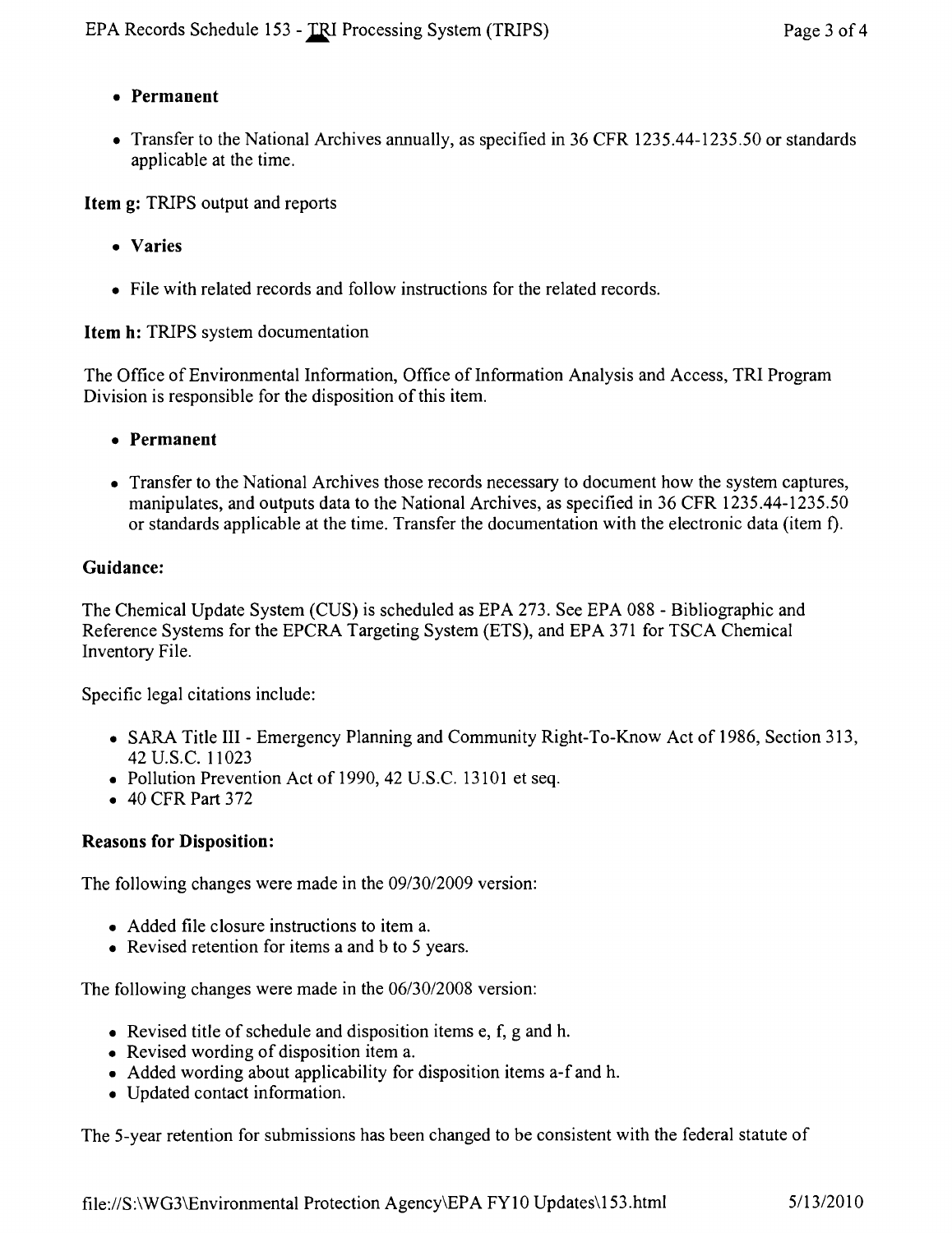- **Permanent**

- Transfer to the National Archives annually, as specified in 36 CFR 1235.44-1235.50 or standards applicable at the time.

**Item g:** TRIPS output and reports

- **Varies**

- File with related records and follow instructions for the related records.

**Item h:** TRIPS system documentation

The Office of Environmental Information, Office of Information Analysis and Access, TRI Program Division is responsible for the disposition of this item.

- **Permanent**

- Transfer to the National Archives those records necessary to document how the system captures, manipulates, and outputs data to the National Archives, as specified in 36 CFR 1235.44-1235.50 or standards applicable at the time. Transfer the documentation with the electronic data (item f).

### Guidance:

The Chemical Update System (CUS) is scheduled as EPA 273. See EPA 088 - Bibliographic and Reference Systems for the EPCRA Targeting System (ETS), and EPA 371 for TSCA Chemical Inventory File.

Specific legal citations include:

- SARA Title III - Emergency Planning and Community Right-To-Know Act of 1986, Section 313, 42 U.S.C. 11023
- Pollution Prevention Act of 1990, 42 U.S.C. 13101 et seq.
- 40 CFR Part 372

### Reasons for Disposition:

The following changes were made in the 09/30/2009 version:

- Added file closure instructions to item a.
- Revised retention for items a and b to 5 years.

The following changes were made in the 06/30/2008 version:

- Revised title of schedule and disposition items e, f, g and h.
- Revised wording of disposition item a.
- Added wording about applicability for disposition items a-f and h.
- Updated contact information.

The 5-year retention for submissions has been changed to be consistent with the federal statute of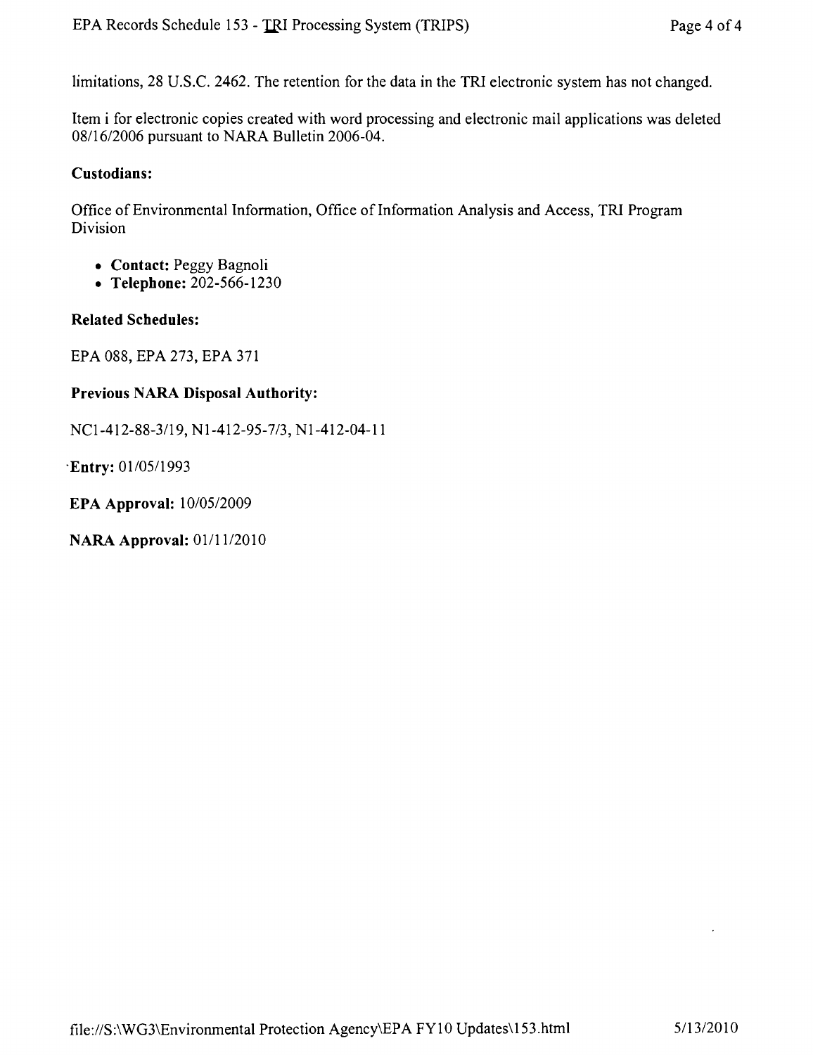limitations, 28 U.S.C. 2462. The retention for the data in the TRI electronic system has not changed.

Item i for electronic copies created with word processing and electronic mail applications was deleted 08/16/2006 pursuant to NARA Bulletin 2006-04.

**Custodians:**

Office of Environmental Information, Office of Information Analysis and Access, TRI Program Division

- **Contact:** Peggy Bagnoli
- **Telephone:** 202-566-1230

**Related Schedules:**

EPA 088, EPA 273, EPA 371

**Previous NARA Disposal Authority:**

NC1-412-88-3/19, N1-412-95-7/3, N1-412-04-11

**Entry:** 01/05/1993

**EPA Approval:** 10/05/2009

**NARA Approval:** 01/11/2010